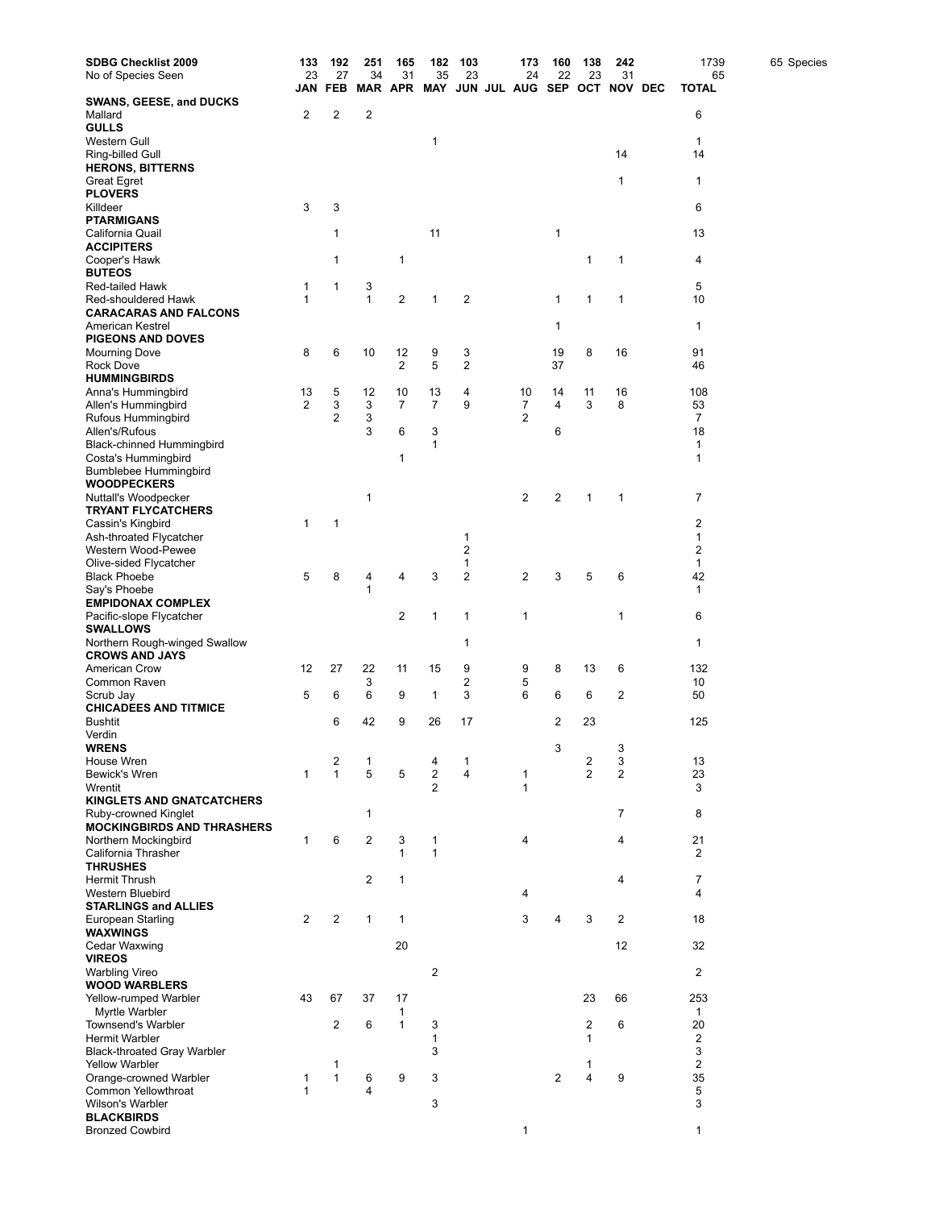| SDBG Checklist 2009 | 133 | 192 | 251 | 165 | 182 | 103 | | 173 | 160 | 138 | 242 | | 1739 | 65 Species |
|---|---|---|---|---|---|---|---|---|---|---|---|---|---|---|
| No of Species Seen | 23 | 27 | 34 | 31 | 35 | 23 | | 24 | 22 | 23 | 31 | | 65 | |
| | **JAN** | **FEB** | **MAR** | **APR** | **MAY** | **JUN** | **JUL** | **AUG** | **SEP** | **OCT** | **NOV** | **DEC** | **TOTAL** | |
| **SWANS, GEESE, and DUCKS** | | | | | | | | | | | | | | |
| Mallard | 2 | 2 | 2 | | | | | | | | | | 6 | |
| **GULLS** | | | | | | | | | | | | | | |
| Western Gull | | | | | 1 | | | | | | | | 1 | |
| Ring-billed Gull | | | | | | | | | | | 14 | | 14 | |
| **HERONS, BITTERNS** | | | | | | | | | | | | | | |
| Great Egret | | | | | | | | | | | 1 | | 1 | |
| **PLOVERS** | | | | | | | | | | | | | | |
| Killdeer | 3 | 3 | | | | | | | | | | | 6 | |
| **PTARMIGANS** | | | | | | | | | | | | | | |
| California Quail | | 1 | | | 11 | | | | 1 | | | | 13 | |
| **ACCIPITERS** | | | | | | | | | | | | | | |
| Cooper's Hawk | | 1 | | 1 | | | | | | 1 | 1 | | 4 | |
| **BUTEOS** | | | | | | | | | | | | | | |
| Red-tailed Hawk | 1 | 1 | 3 | | | | | | | | | | 5 | |
| Red-shouldered Hawk | 1 | | 1 | 2 | 1 | 2 | | | 1 | 1 | 1 | | 10 | |
| **CARACARAS AND FALCONS** | | | | | | | | | | | | | | |
| American Kestrel | | | | | | | | | 1 | | | | 1 | |
| **PIGEONS AND DOVES** | | | | | | | | | | | | | | |
| Mourning Dove | 8 | 6 | 10 | 12 | 9 | 3 | | | 19 | 8 | 16 | | 91 | |
| Rock Dove | | | | 2 | 5 | 2 | | | 37 | | | | 46 | |
| **HUMMINGBIRDS** | | | | | | | | | | | | | | |
| Anna's Hummingbird | 13 | 5 | 12 | 10 | 13 | 4 | | 10 | 14 | 11 | 16 | | 108 | |
| Allen's Hummingbird | 2 | 3 | 3 | 7 | 7 | 9 | | 7 | 4 | 3 | 8 | | 53 | |
| Rufous Hummingbird | | 2 | 3 | | | | | 2 | | | | | 7 | |
| Allen's/Rufous | | | 3 | 6 | 3 | | | | 6 | | | | 18 | |
| Black-chinned Hummingbird | | | | | 1 | | | | | | | | 1 | |
| Costa's Hummingbird | | | | 1 | | | | | | | | | 1 | |
| Bumblebee Hummingbird | | | | | | | | | | | | | | |
| **WOODPECKERS** | | | | | | | | | | | | | | |
| Nuttall's Woodpecker | | | 1 | | | | | 2 | 2 | 1 | 1 | | 7 | |
| **TRYANT FLYCATCHERS** | | | | | | | | | | | | | | |
| Cassin's Kingbird | 1 | 1 | | | | | | | | | | | 2 | |
| Ash-throated Flycatcher | | | | | | 1 | | | | | | | 1 | |
| Western Wood-Pewee | | | | | | 2 | | | | | | | 2 | |
| Olive-sided Flycatcher | | | | | | 1 | | | | | | | 1 | |
| Black Phoebe | 5 | 8 | 4 | 4 | 3 | 2 | | 2 | 3 | 5 | 6 | | 42 | |
| Say's Phoebe | | | 1 | | | | | | | | | | 1 | |
| **EMPIDONAX COMPLEX** | | | | | | | | | | | | | | |
| Pacific-slope Flycatcher | | | | 2 | 1 | 1 | | 1 | | | 1 | | 6 | |
| **SWALLOWS** | | | | | | | | | | | | | | |
| Northern Rough-winged Swallow | | | | | | 1 | | | | | | | 1 | |
| **CROWS AND JAYS** | | | | | | | | | | | | | | |
| American Crow | 12 | 27 | 22 | 11 | 15 | 9 | | 9 | 8 | 13 | 6 | | 132 | |
| Common Raven | | | 3 | | | 2 | | 5 | | | | | 10 | |
| Scrub Jay | 5 | 6 | 6 | 9 | 1 | 3 | | 6 | 6 | 6 | 2 | | 50 | |
| **CHICADEES AND TITMICE** | | | | | | | | | | | | | | |
| Bushtit | | 6 | 42 | 9 | 26 | 17 | | | 2 | 23 | | | 125 | |
| Verdin | | | | | | | | | | | | | | |
| **WRENS** | | | | | | | | | 3 | | 3 | | | |
| House Wren | | 2 | 1 | | 4 | 1 | | | | 2 | 3 | | 13 | |
| Bewick's Wren | 1 | 1 | 5 | 5 | 2 | 4 | | 1 | | 2 | 2 | | 23 | |
| Wrentit | | | | | 2 | | | 1 | | | | | 3 | |
| **KINGLETS AND GNATCATCHERS** | | | | | | | | | | | | | | |
| Ruby-crowned Kinglet | | | 1 | | | | | | | | 7 | | 8 | |
| **MOCKINGBIRDS AND THRASHERS** | | | | | | | | | | | | | | |
| Northern Mockingbird | 1 | 6 | 2 | 3 | 1 | | | 4 | | | 4 | | 21 | |
| California Thrasher | | | | 1 | 1 | | | | | | | | 2 | |
| **THRUSHES** | | | | | | | | | | | | | | |
| Hermit Thrush | | | 2 | 1 | | | | | | | 4 | | 7 | |
| Western Bluebird | | | | | | | | 4 | | | | | 4 | |
| **STARLINGS and ALLIES** | | | | | | | | | | | | | | |
| European Starling | 2 | 2 | 1 | 1 | | | | 3 | 4 | 3 | 2 | | 18 | |
| **WAXWINGS** | | | | | | | | | | | | | | |
| Cedar Waxwing | | | | 20 | | | | | | | 12 | | 32 | |
| **VIREOS** | | | | | | | | | | | | | | |
| Warbling Vireo | | | | | 2 | | | | | | | | 2 | |
| **WOOD WARBLERS** | | | | | | | | | | | | | | |
| Yellow-rumped Warbler | 43 | 67 | 37 | 17 | | | | | | 23 | 66 | | 253 | |
| Myrtle Warbler | | | | 1 | | | | | | | | | 1 | |
| Townsend's Warbler | | 2 | 6 | 1 | 3 | | | | | 2 | 6 | | 20 | |
| Hermit Warbler | | | | | 1 | | | | | 1 | | | 2 | |
| Black-throated Gray Warbler | | | | | 3 | | | | | | | | 3 | |
| Yellow Warbler | | 1 | | | | | | | | 1 | | | 2 | |
| Orange-crowned Warbler | 1 | 1 | 6 | 9 | 3 | | | | 2 | 4 | 9 | | 35 | |
| Common Yellowthroat | 1 | | 4 | | | | | | | | | | 5 | |
| Wilson's Warbler | | | | | 3 | | | | | | | | 3 | |
| **BLACKBIRDS** | | | | | | | | | | | | | | |
| Bronzed Cowbird | | | | | | | | 1 | | | | | 1 | |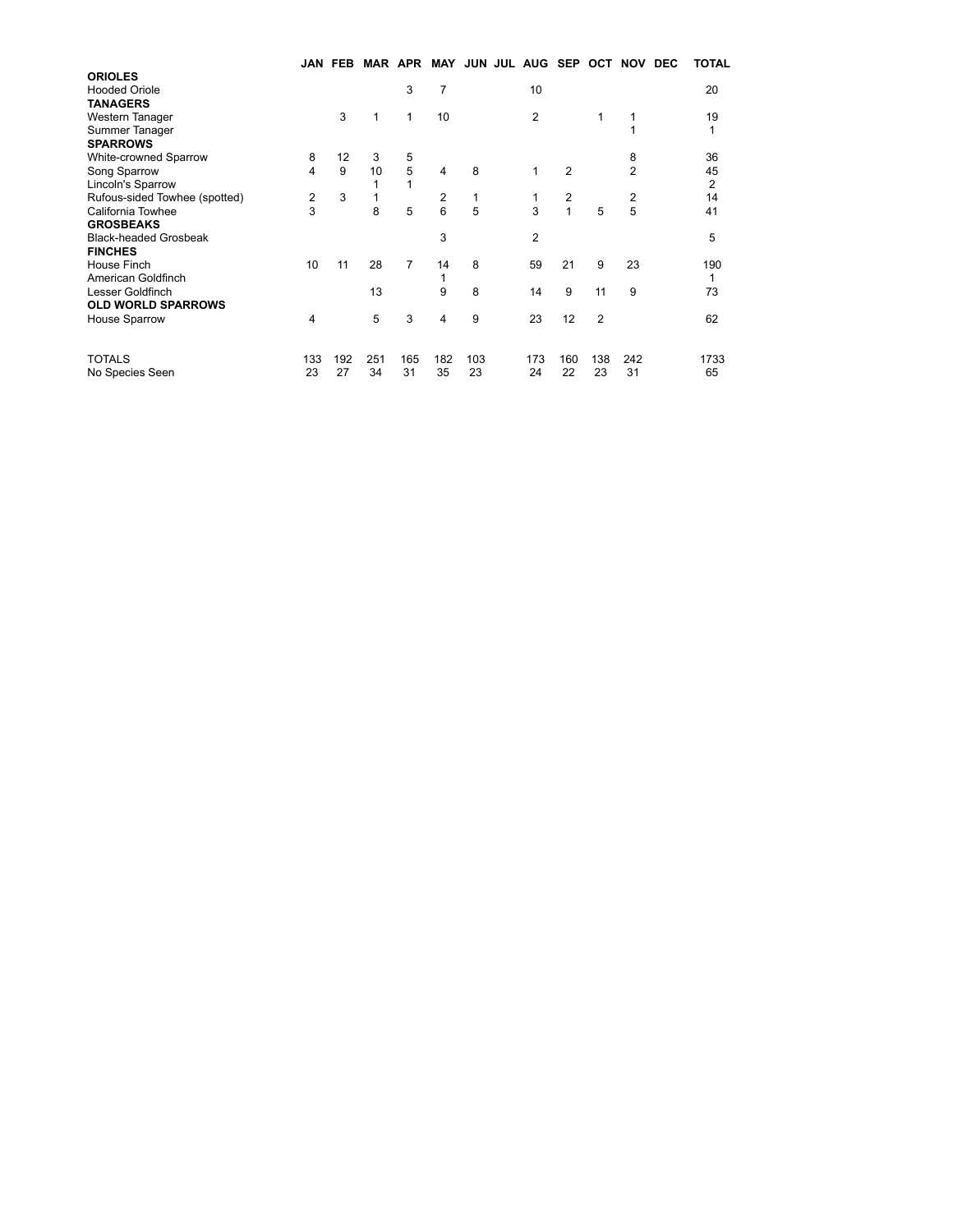| | JAN | FEB | MAR | APR | MAY | JUN | JUL | AUG | SEP | OCT | NOV | DEC | TOTAL |
|---|---|---|---|---|---|---|---|---|---|---|---|---|---|
| **ORIOLES** | | | | | | | | | | | | | |
| Hooded Oriole | | | | 3 | 7 | | | 10 | | | | | 20 |
| **TANAGERS** | | | | | | | | | | | | | |
| Western Tanager | | 3 | 1 | 1 | 10 | | | 2 | | 1 | 1 | | 19 |
| Summer Tanager | | | | | | | | | | | 1 | | 1 |
| **SPARROWS** | | | | | | | | | | | | | |
| White-crowned Sparrow | 8 | 12 | 3 | 5 | | | | | | | 8 | | 36 |
| Song Sparrow | 4 | 9 | 10 | 5 | 4 | 8 | | 1 | 2 | | 2 | | 45 |
| Lincoln's Sparrow | | | 1 | 1 | | | | | | | | | 2 |
| Rufous-sided Towhee (spotted) | 2 | 3 | 1 | | 2 | 1 | | 1 | 2 | | 2 | | 14 |
| California Towhee | 3 | | 8 | 5 | 6 | 5 | | 3 | 1 | 5 | 5 | | 41 |
| **GROSBEAKS** | | | | | | | | | | | | | |
| Black-headed Grosbeak | | | | | 3 | | | 2 | | | | | 5 |
| **FINCHES** | | | | | | | | | | | | | |
| House Finch | 10 | 11 | 28 | 7 | 14 | 8 | | 59 | 21 | 9 | 23 | | 190 |
| American Goldfinch | | | | | 1 | | | | | | | | 1 |
| Lesser Goldfinch | | | 13 | | 9 | 8 | | 14 | 9 | 11 | 9 | | 73 |
| **OLD WORLD SPARROWS** | | | | | | | | | | | | | |
| House Sparrow | 4 | | 5 | 3 | 4 | 9 | | 23 | 12 | 2 | | | 62 |
| | | | | | | | | | | | | | |
| TOTALS | 133 | 192 | 251 | 165 | 182 | 103 | | 173 | 160 | 138 | 242 | | 1733 |
| No Species Seen | 23 | 27 | 34 | 31 | 35 | 23 | | 24 | 22 | 23 | 31 | | 65 |